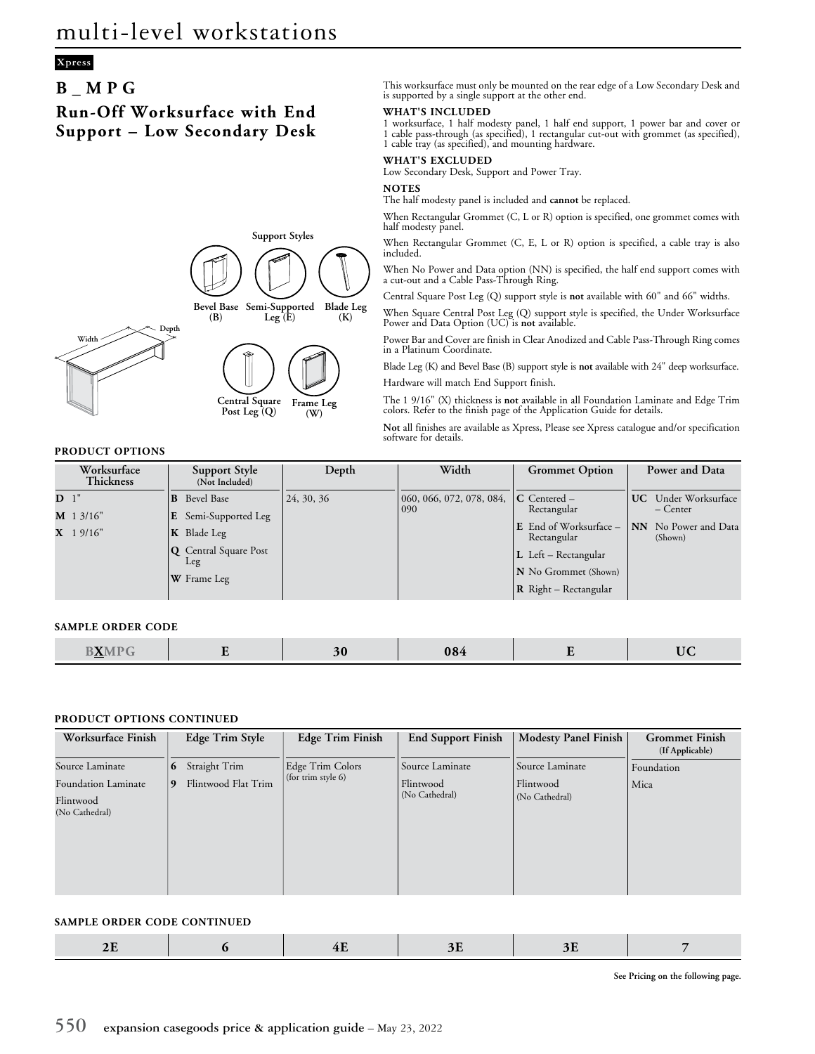# multi-level workstations

Xpress

## B _ M P G

## Run-Off Worksurface with End Support – Low Secondary Desk

Support Styles

Bevel Base (B) | Semi-Supported Leg (E) | Blade Leg (K)

Central Square Post Leg (Q) | Frame Leg (W)

Width | Depth

This worksurface must only be mounted on the rear edge of a Low Secondary Desk and is supported by a single support at the other end.

**WHAT'S INCLUDED**

1 worksurface, 1 half modesty panel, 1 half end support, 1 power bar and cover or 1 cable pass-through (as specified), 1 rectangular cut-out with grommet (as specified), 1 cable tray (as specified), and mounting hardware.

**WHAT'S EXCLUDED**

Low Secondary Desk, Support and Power Tray.

**NOTES**

The half modesty panel is included and **cannot** be replaced.

When Rectangular Grommet (C, L or R) option is specified, one grommet comes with half modesty panel.

When Rectangular Grommet (C, E, L or R) option is specified, a cable tray is also included.

When No Power and Data option (NN) is specified, the half end support comes with a cut-out and a Cable Pass-Through Ring.

Central Square Post Leg (Q) support style is **not** available with 60" and 66" widths.

When Square Central Post Leg (Q) support style is specified, the Under Worksurface Power and Data Option (UC) is **not** available.

Power Bar and Cover are finish in Clear Anodized and Cable Pass-Through Ring comes in a Platinum Coordinate.

Blade Leg (K) and Bevel Base (B) support style is **not** available with 24" deep worksurface.

Hardware will match End Support finish.

The 1 9/16" (X) thickness is **not** available in all Foundation Laminate and Edge Trim colors. Refer to the finish page of the Application Guide for details.

**Not** all finishes are available as Xpress, Please see Xpress catalogue and/or specification software for details.

### PRODUCT OPTIONS

| Worksurface Thickness | Support Style (Not Included) | Depth | Width | Grommet Option | Power and Data |
|---|---|---|---|---|---|
| **D** 1" | **B** Bevel Base | 24, 30, 36 | 060, 066, 072, 078, 084, 090 | **C** Centered – Rectangular | **UC** Under Worksurface – Center |
| **M** 1 3/16" | **E** Semi-Supported Leg | | | **E** End of Worksurface – Rectangular | **NN** No Power and Data (Shown) |
| **X** 1 9/16" | **K** Blade Leg | | | **L** Left – Rectangular | |
| | **Q** Central Square Post Leg | | | **N** No Grommet (Shown) | |
| | **W** Frame Leg | | | **R** Right – Rectangular | |

### SAMPLE ORDER CODE

| B**X**MPG | E | 30 | 084 | E | UC |
|---|---|---|---|---|---|

### PRODUCT OPTIONS CONTINUED

| Worksurface Finish | Edge Trim Style | Edge Trim Finish | End Support Finish | Modesty Panel Finish | Grommet Finish (If Applicable) |
|---|---|---|---|---|---|
| Source Laminate | **6** Straight Trim | Edge Trim Colors (for trim style 6) | Source Laminate | Source Laminate | Foundation |
| Foundation Laminate | **9** Flintwood Flat Trim | | Flintwood (No Cathedral) | Flintwood (No Cathedral) | Mica |
| Flintwood (No Cathedral) | | | | | |

### SAMPLE ORDER CODE CONTINUED

| 2E | 6 | 4E | 3E | 3E | 7 |
|---|---|---|---|---|---|

**See Pricing on the following page.**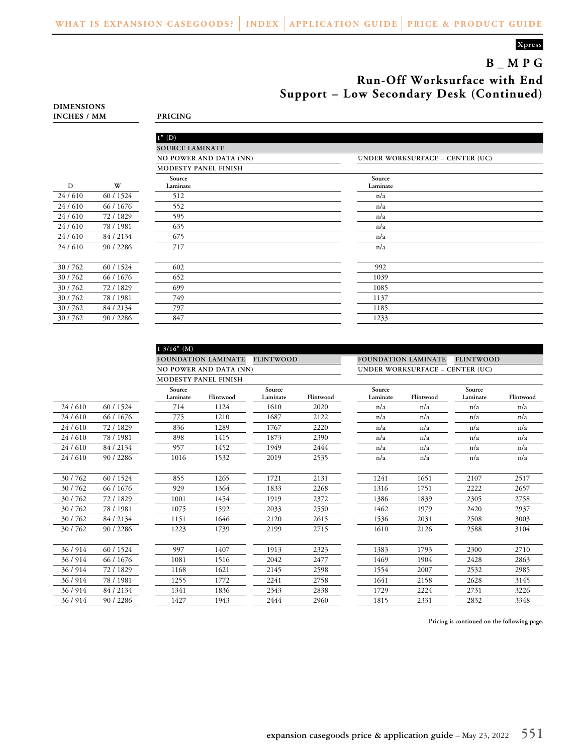Xpress

# B_MPG

## Run-Off Worksurface with End Support – Low Secondary Desk (Continued)

**DIMENSIONS INCHES / MM**

**PRICING**

**1" (D)**

| D | W | SOURCE LAMINATE – NO POWER AND DATA (NN) – MODESTY PANEL FINISH – Source Laminate | SOURCE LAMINATE – UNDER WORKSURFACE – CENTER (UC) – Source Laminate |
|---|---|---|---|
| 24 / 610 | 60 / 1524 | 512 | n/a |
| 24 / 610 | 66 / 1676 | 552 | n/a |
| 24 / 610 | 72 / 1829 | 595 | n/a |
| 24 / 610 | 78 / 1981 | 635 | n/a |
| 24 / 610 | 84 / 2134 | 675 | n/a |
| 24 / 610 | 90 / 2286 | 717 | n/a |
| 30 / 762 | 60 / 1524 | 602 | 992 |
| 30 / 762 | 66 / 1676 | 652 | 1039 |
| 30 / 762 | 72 / 1829 | 699 | 1085 |
| 30 / 762 | 78 / 1981 | 749 | 1137 |
| 30 / 762 | 84 / 2134 | 797 | 1185 |
| 30 / 762 | 90 / 2286 | 847 | 1233 |

**1 3/16" (M)**

| | | NO POWER AND DATA (NN) | | | | UNDER WORKSURFACE – CENTER (UC) | | | |
|---|---|---|---|---|---|---|---|---|---|
| | | FOUNDATION LAMINATE | | FLINTWOOD | | FOUNDATION LAMINATE | | FLINTWOOD | |
| | | MODESTY PANEL FINISH | | | | | | | |
| D | W | Source Laminate | Flintwood | Source Laminate | Flintwood | Source Laminate | Flintwood | Source Laminate | Flintwood |
| 24 / 610 | 60 / 1524 | 714 | 1124 | 1610 | 2020 | n/a | n/a | n/a | n/a |
| 24 / 610 | 66 / 1676 | 775 | 1210 | 1687 | 2122 | n/a | n/a | n/a | n/a |
| 24 / 610 | 72 / 1829 | 836 | 1289 | 1767 | 2220 | n/a | n/a | n/a | n/a |
| 24 / 610 | 78 / 1981 | 898 | 1415 | 1873 | 2390 | n/a | n/a | n/a | n/a |
| 24 / 610 | 84 / 2134 | 957 | 1452 | 1949 | 2444 | n/a | n/a | n/a | n/a |
| 24 / 610 | 90 / 2286 | 1016 | 1532 | 2019 | 2535 | n/a | n/a | n/a | n/a |
| 30 / 762 | 60 / 1524 | 855 | 1265 | 1721 | 2131 | 1241 | 1651 | 2107 | 2517 |
| 30 / 762 | 66 / 1676 | 929 | 1364 | 1833 | 2268 | 1316 | 1751 | 2222 | 2657 |
| 30 / 762 | 72 / 1829 | 1001 | 1454 | 1919 | 2372 | 1386 | 1839 | 2305 | 2758 |
| 30 / 762 | 78 / 1981 | 1075 | 1592 | 2033 | 2550 | 1462 | 1979 | 2420 | 2937 |
| 30 / 762 | 84 / 2134 | 1151 | 1646 | 2120 | 2615 | 1536 | 2031 | 2508 | 3003 |
| 30 / 762 | 90 / 2286 | 1223 | 1739 | 2199 | 2715 | 1610 | 2126 | 2588 | 3104 |
| 36 / 914 | 60 / 1524 | 997 | 1407 | 1913 | 2323 | 1383 | 1793 | 2300 | 2710 |
| 36 / 914 | 66 / 1676 | 1081 | 1516 | 2042 | 2477 | 1469 | 1904 | 2428 | 2863 |
| 36 / 914 | 72 / 1829 | 1168 | 1621 | 2145 | 2598 | 1554 | 2007 | 2532 | 2985 |
| 36 / 914 | 78 / 1981 | 1255 | 1772 | 2241 | 2758 | 1641 | 2158 | 2628 | 3145 |
| 36 / 914 | 84 / 2134 | 1341 | 1836 | 2343 | 2838 | 1729 | 2224 | 2731 | 3226 |
| 36 / 914 | 90 / 2286 | 1427 | 1943 | 2444 | 2960 | 1815 | 2331 | 2832 | 3348 |

**Pricing is continued on the following page.**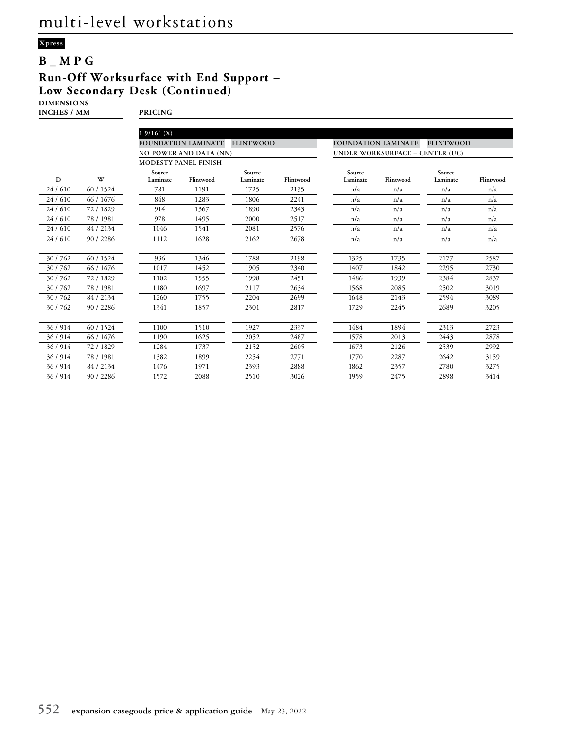# multi-level workstations

Xpress

## B _ M P G

### Run-Off Worksurface with End Support – Low Secondary Desk (Continued)

**DIMENSIONS INCHES / MM**

**PRICING**

| | | 1 9/16" (X) | | | | | | | |
|---|---|---|---|---|---|---|---|---|---|
| | | FOUNDATION LAMINATE | | FLINTWOOD | | FOUNDATION LAMINATE | | FLINTWOOD | |
| | | NO POWER AND DATA (NN) | | | | UNDER WORKSURFACE – CENTER (UC) | | | |
| | | MODESTY PANEL FINISH | | | | | | | |
| D | W | Source Laminate | Flintwood | Source Laminate | Flintwood | Source Laminate | Flintwood | Source Laminate | Flintwood |
| 24 / 610 | 60 / 1524 | 781 | 1191 | 1725 | 2135 | n/a | n/a | n/a | n/a |
| 24 / 610 | 66 / 1676 | 848 | 1283 | 1806 | 2241 | n/a | n/a | n/a | n/a |
| 24 / 610 | 72 / 1829 | 914 | 1367 | 1890 | 2343 | n/a | n/a | n/a | n/a |
| 24 / 610 | 78 / 1981 | 978 | 1495 | 2000 | 2517 | n/a | n/a | n/a | n/a |
| 24 / 610 | 84 / 2134 | 1046 | 1541 | 2081 | 2576 | n/a | n/a | n/a | n/a |
| 24 / 610 | 90 / 2286 | 1112 | 1628 | 2162 | 2678 | n/a | n/a | n/a | n/a |
| 30 / 762 | 60 / 1524 | 936 | 1346 | 1788 | 2198 | 1325 | 1735 | 2177 | 2587 |
| 30 / 762 | 66 / 1676 | 1017 | 1452 | 1905 | 2340 | 1407 | 1842 | 2295 | 2730 |
| 30 / 762 | 72 / 1829 | 1102 | 1555 | 1998 | 2451 | 1486 | 1939 | 2384 | 2837 |
| 30 / 762 | 78 / 1981 | 1180 | 1697 | 2117 | 2634 | 1568 | 2085 | 2502 | 3019 |
| 30 / 762 | 84 / 2134 | 1260 | 1755 | 2204 | 2699 | 1648 | 2143 | 2594 | 3089 |
| 30 / 762 | 90 / 2286 | 1341 | 1857 | 2301 | 2817 | 1729 | 2245 | 2689 | 3205 |
| 36 / 914 | 60 / 1524 | 1100 | 1510 | 1927 | 2337 | 1484 | 1894 | 2313 | 2723 |
| 36 / 914 | 66 / 1676 | 1190 | 1625 | 2052 | 2487 | 1578 | 2013 | 2443 | 2878 |
| 36 / 914 | 72 / 1829 | 1284 | 1737 | 2152 | 2605 | 1673 | 2126 | 2539 | 2992 |
| 36 / 914 | 78 / 1981 | 1382 | 1899 | 2254 | 2771 | 1770 | 2287 | 2642 | 3159 |
| 36 / 914 | 84 / 2134 | 1476 | 1971 | 2393 | 2888 | 1862 | 2357 | 2780 | 3275 |
| 36 / 914 | 90 / 2286 | 1572 | 2088 | 2510 | 3026 | 1959 | 2475 | 2898 | 3414 |